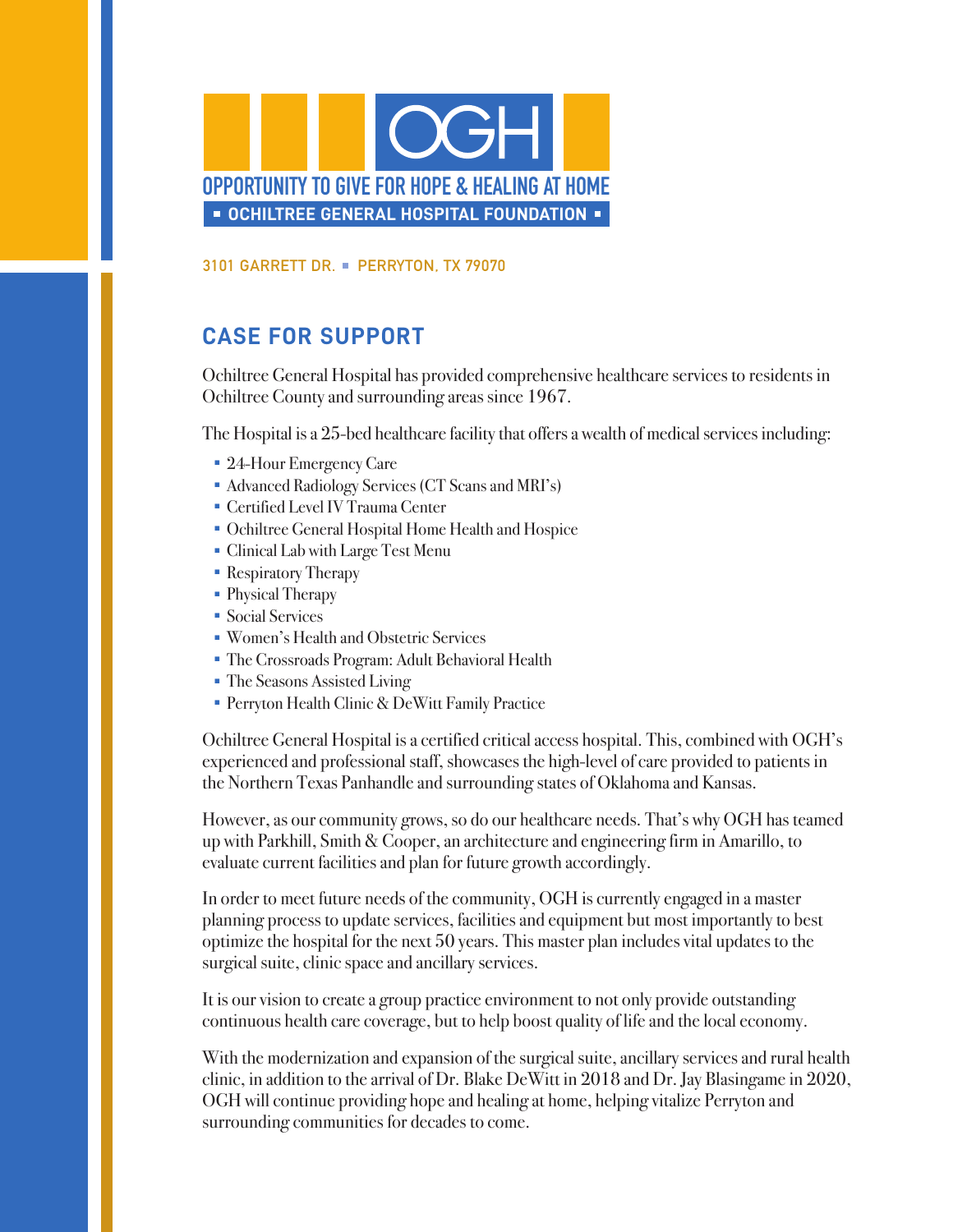OGH

OPPORTUNITY TO GIVE FOR HOPE & HEALING AT HOME

▪ OCHILTREE GENERAL HOSPITAL FOUNDATION ▪

3101 GARRETT DR. ▪ PERRYTON, TX 79070

## CASE FOR SUPPORT

Ochiltree General Hospital has provided comprehensive healthcare services to residents in Ochiltree County and surrounding areas since 1967.

The Hospital is a 25-bed healthcare facility that offers a wealth of medical services including:

- 24-Hour Emergency Care
- Advanced Radiology Services (CT Scans and MRI's)
- Certified Level IV Trauma Center
- Ochiltree General Hospital Home Health and Hospice
- Clinical Lab with Large Test Menu
- Respiratory Therapy
- Physical Therapy
- Social Services
- Women's Health and Obstetric Services
- The Crossroads Program: Adult Behavioral Health
- The Seasons Assisted Living
- Perryton Health Clinic & DeWitt Family Practice

Ochiltree General Hospital is a certified critical access hospital. This, combined with OGH's experienced and professional staff, showcases the high-level of care provided to patients in the Northern Texas Panhandle and surrounding states of Oklahoma and Kansas.

However, as our community grows, so do our healthcare needs. That's why OGH has teamed up with Parkhill, Smith & Cooper, an architecture and engineering firm in Amarillo, to evaluate current facilities and plan for future growth accordingly.

In order to meet future needs of the community, OGH is currently engaged in a master planning process to update services, facilities and equipment but most importantly to best optimize the hospital for the next 50 years. This master plan includes vital updates to the surgical suite, clinic space and ancillary services.

It is our vision to create a group practice environment to not only provide outstanding continuous health care coverage, but to help boost quality of life and the local economy.

With the modernization and expansion of the surgical suite, ancillary services and rural health clinic, in addition to the arrival of Dr. Blake DeWitt in 2018 and Dr. Jay Blasingame in 2020, OGH will continue providing hope and healing at home, helping vitalize Perryton and surrounding communities for decades to come.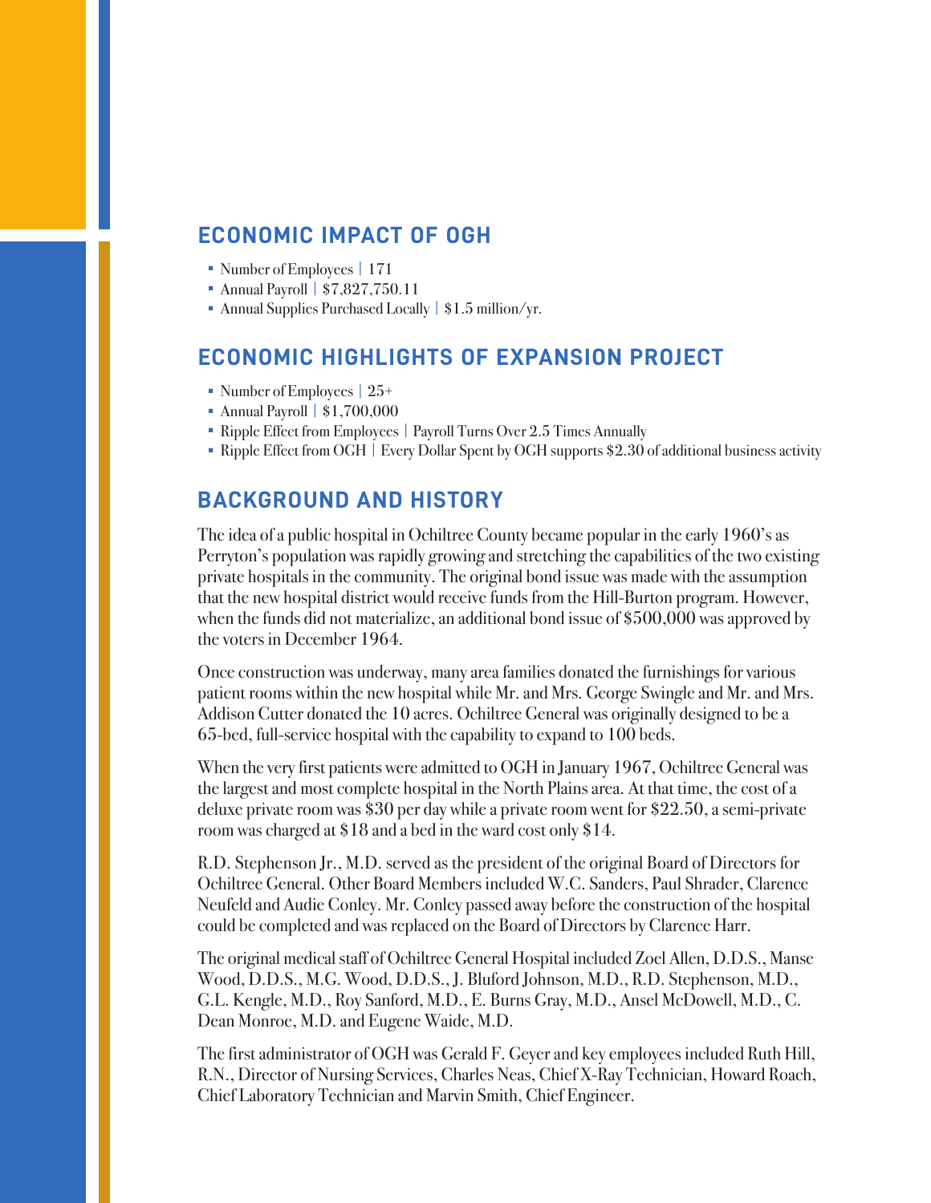## ECONOMIC IMPACT OF OGH

- Number of Employees | 171
- Annual Payroll | $7,827,750.11
- Annual Supplies Purchased Locally | $1.5 million/yr.

## ECONOMIC HIGHLIGHTS OF EXPANSION PROJECT

- Number of Employees | 25+
- Annual Payroll | $1,700,000
- Ripple Effect from Employees | Payroll Turns Over 2.5 Times Annually
- Ripple Effect from OGH | Every Dollar Spent by OGH supports $2.30 of additional business activity

## BACKGROUND AND HISTORY

The idea of a public hospital in Ochiltree County became popular in the early 1960's as Perryton's population was rapidly growing and stretching the capabilities of the two existing private hospitals in the community. The original bond issue was made with the assumption that the new hospital district would receive funds from the Hill-Burton program. However, when the funds did not materialize, an additional bond issue of $500,000 was approved by the voters in December 1964.

Once construction was underway, many area families donated the furnishings for various patient rooms within the new hospital while Mr. and Mrs. George Swingle and Mr. and Mrs. Addison Cutter donated the 10 acres. Ochiltree General was originally designed to be a 65-bed, full-service hospital with the capability to expand to 100 beds.

When the very first patients were admitted to OGH in January 1967, Ochiltree General was the largest and most complete hospital in the North Plains area. At that time, the cost of a deluxe private room was $30 per day while a private room went for $22.50, a semi-private room was charged at $18 and a bed in the ward cost only $14.

R.D. Stephenson Jr., M.D. served as the president of the original Board of Directors for Ochiltree General. Other Board Members included W.C. Sanders, Paul Shrader, Clarence Neufeld and Audie Conley. Mr. Conley passed away before the construction of the hospital could be completed and was replaced on the Board of Directors by Clarence Harr.

The original medical staff of Ochiltree General Hospital included Zoel Allen, D.D.S., Manse Wood, D.D.S., M.G. Wood, D.D.S., J. Bluford Johnson, M.D., R.D. Stephenson, M.D., G.L. Kengle, M.D., Roy Sanford, M.D., E. Burns Gray, M.D., Ansel McDowell, M.D., C. Dean Monroe, M.D. and Eugene Waide, M.D.

The first administrator of OGH was Gerald F. Geyer and key employees included Ruth Hill, R.N., Director of Nursing Services, Charles Neas, Chief X-Ray Technician, Howard Roach, Chief Laboratory Technician and Marvin Smith, Chief Engineer.